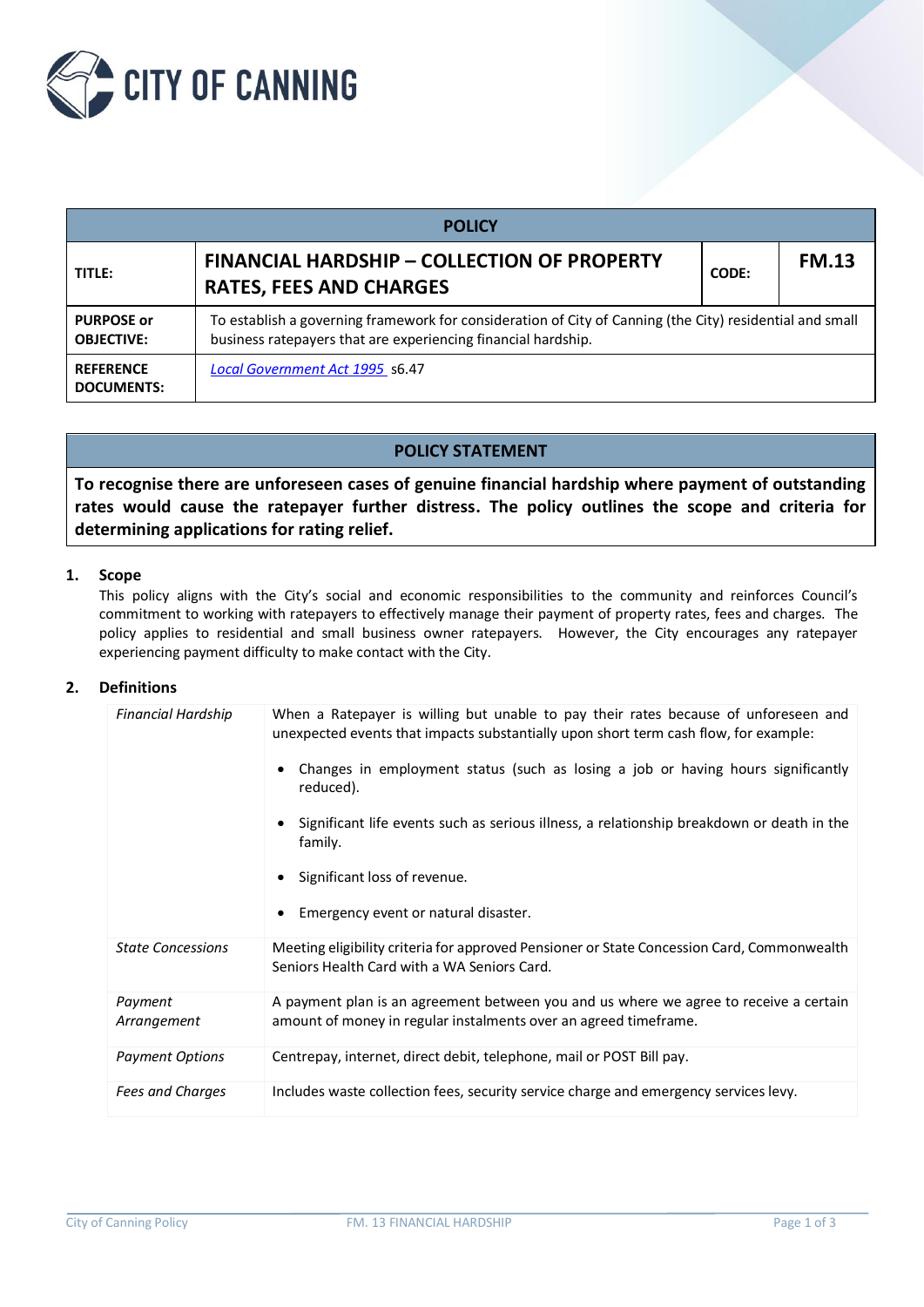CITY OF CANNING

| POLICY | | | |
|---|---|---|---|
| **TITLE:** | **FINANCIAL HARDSHIP – COLLECTION OF PROPERTY RATES, FEES AND CHARGES** | **CODE:** | **FM.13** |
| **PURPOSE or OBJECTIVE:** | To establish a governing framework for consideration of City of Canning (the City) residential and small business ratepayers that are experiencing financial hardship. | | |
| **REFERENCE DOCUMENTS:** | *Local Government Act 1995* s6.47 | | |

## POLICY STATEMENT

**To recognise there are unforeseen cases of genuine financial hardship where payment of outstanding rates would cause the ratepayer further distress. The policy outlines the scope and criteria for determining applications for rating relief.**

### 1. Scope

This policy aligns with the City's social and economic responsibilities to the community and reinforces Council's commitment to working with ratepayers to effectively manage their payment of property rates, fees and charges. The policy applies to residential and small business owner ratepayers. However, the City encourages any ratepayer experiencing payment difficulty to make contact with the City.

### 2. Definitions

| | |
|---|---|
| *Financial Hardship* | When a Ratepayer is willing but unable to pay their rates because of unforeseen and unexpected events that impacts substantially upon short term cash flow, for example:<br>• Changes in employment status (such as losing a job or having hours significantly reduced).<br>• Significant life events such as serious illness, a relationship breakdown or death in the family.<br>• Significant loss of revenue.<br>• Emergency event or natural disaster. |
| *State Concessions* | Meeting eligibility criteria for approved Pensioner or State Concession Card, Commonwealth Seniors Health Card with a WA Seniors Card. |
| *Payment Arrangement* | A payment plan is an agreement between you and us where we agree to receive a certain amount of money in regular instalments over an agreed timeframe. |
| *Payment Options* | Centrepay, internet, direct debit, telephone, mail or POST Bill pay. |
| *Fees and Charges* | Includes waste collection fees, security service charge and emergency services levy. |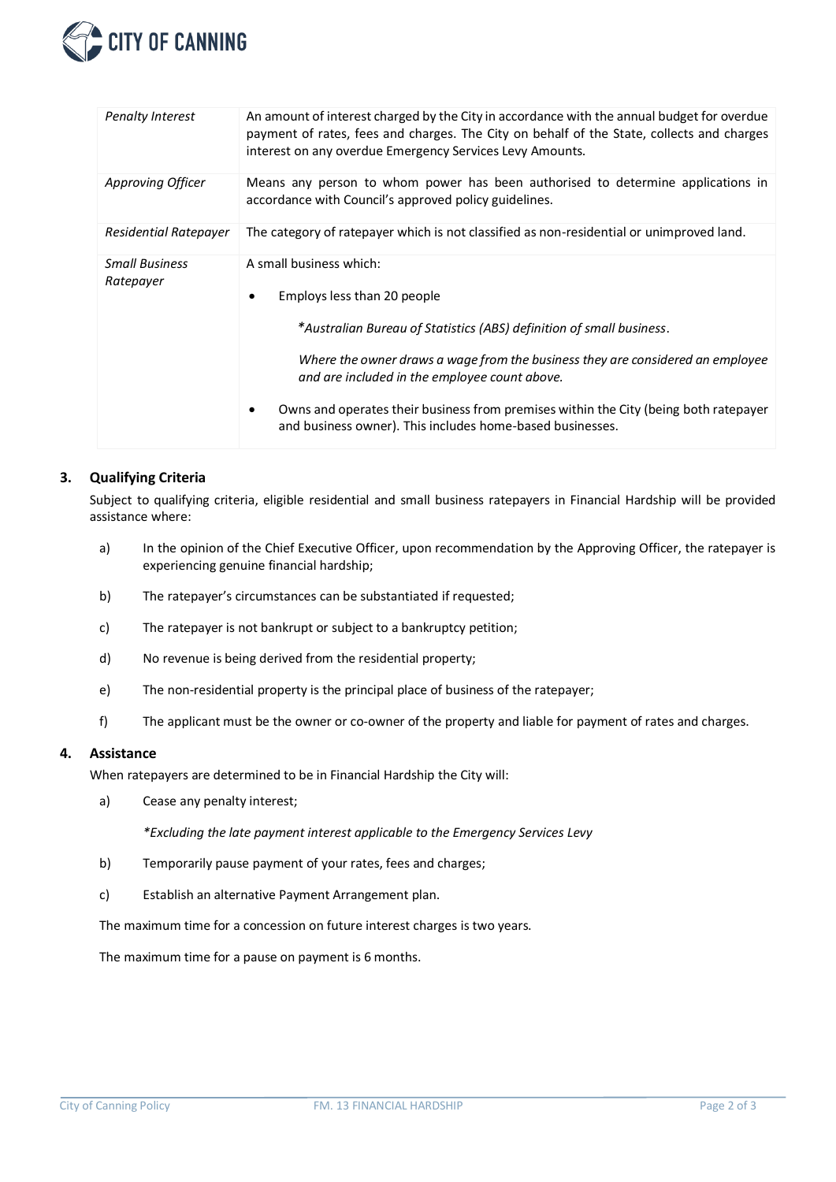| | |
|---|---|
| *Penalty Interest* | An amount of interest charged by the City in accordance with the annual budget for overdue payment of rates, fees and charges. The City on behalf of the State, collects and charges interest on any overdue Emergency Services Levy Amounts. |
| *Approving Officer* | Means any person to whom power has been authorised to determine applications in accordance with Council's approved policy guidelines. |
| *Residential Ratepayer* | The category of ratepayer which is not classified as non-residential or unimproved land. |
| *Small Business Ratepayer* | A small business which:<br>• Employs less than 20 people<br>*\*Australian Bureau of Statistics (ABS) definition of small business.*<br>*Where the owner draws a wage from the business they are considered an employee and are included in the employee count above.*<br>• Owns and operates their business from premises within the City (being both ratepayer and business owner). This includes home-based businesses. |

## 3. Qualifying Criteria

Subject to qualifying criteria, eligible residential and small business ratepayers in Financial Hardship will be provided assistance where:

a) In the opinion of the Chief Executive Officer, upon recommendation by the Approving Officer, the ratepayer is experiencing genuine financial hardship;

b) The ratepayer's circumstances can be substantiated if requested;

c) The ratepayer is not bankrupt or subject to a bankruptcy petition;

d) No revenue is being derived from the residential property;

e) The non-residential property is the principal place of business of the ratepayer;

f) The applicant must be the owner or co-owner of the property and liable for payment of rates and charges.

## 4. Assistance

When ratepayers are determined to be in Financial Hardship the City will:

a) Cease any penalty interest;

*\*Excluding the late payment interest applicable to the Emergency Services Levy*

b) Temporarily pause payment of your rates, fees and charges;

c) Establish an alternative Payment Arrangement plan.

The maximum time for a concession on future interest charges is two years.

The maximum time for a pause on payment is 6 months.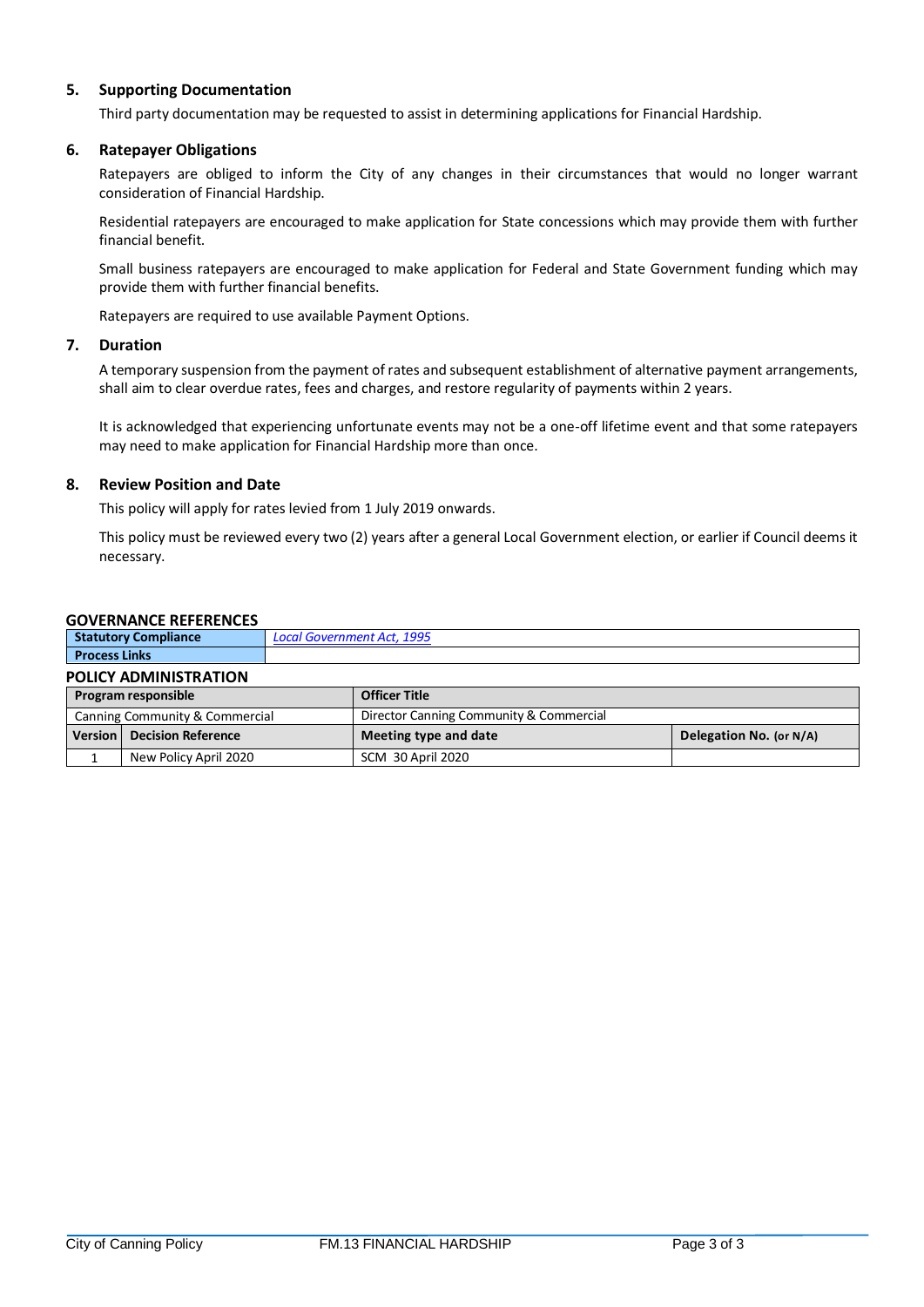## 5. Supporting Documentation

Third party documentation may be requested to assist in determining applications for Financial Hardship.

## 6. Ratepayer Obligations

Ratepayers are obliged to inform the City of any changes in their circumstances that would no longer warrant consideration of Financial Hardship.

Residential ratepayers are encouraged to make application for State concessions which may provide them with further financial benefit.

Small business ratepayers are encouraged to make application for Federal and State Government funding which may provide them with further financial benefits.

Ratepayers are required to use available Payment Options.

## 7. Duration

A temporary suspension from the payment of rates and subsequent establishment of alternative payment arrangements, shall aim to clear overdue rates, fees and charges, and restore regularity of payments within 2 years.

It is acknowledged that experiencing unfortunate events may not be a one-off lifetime event and that some ratepayers may need to make application for Financial Hardship more than once.

## 8. Review Position and Date

This policy will apply for rates levied from 1 July 2019 onwards.

This policy must be reviewed every two (2) years after a general Local Government election, or earlier if Council deems it necessary.

### GOVERNANCE REFERENCES

| | |
|---|---|
| **Statutory Compliance** | *Local Government Act, 1995* |
| **Process Links** | |

### POLICY ADMINISTRATION

| **Program responsible** | | **Officer Title** | |
|---|---|---|---|
| Canning Community & Commercial | | Director Canning Community & Commercial | |
| **Version** | **Decision Reference** | **Meeting type and date** | **Delegation No. (or N/A)** |
| 1 | New Policy April 2020 | SCM 30 April 2020 | |